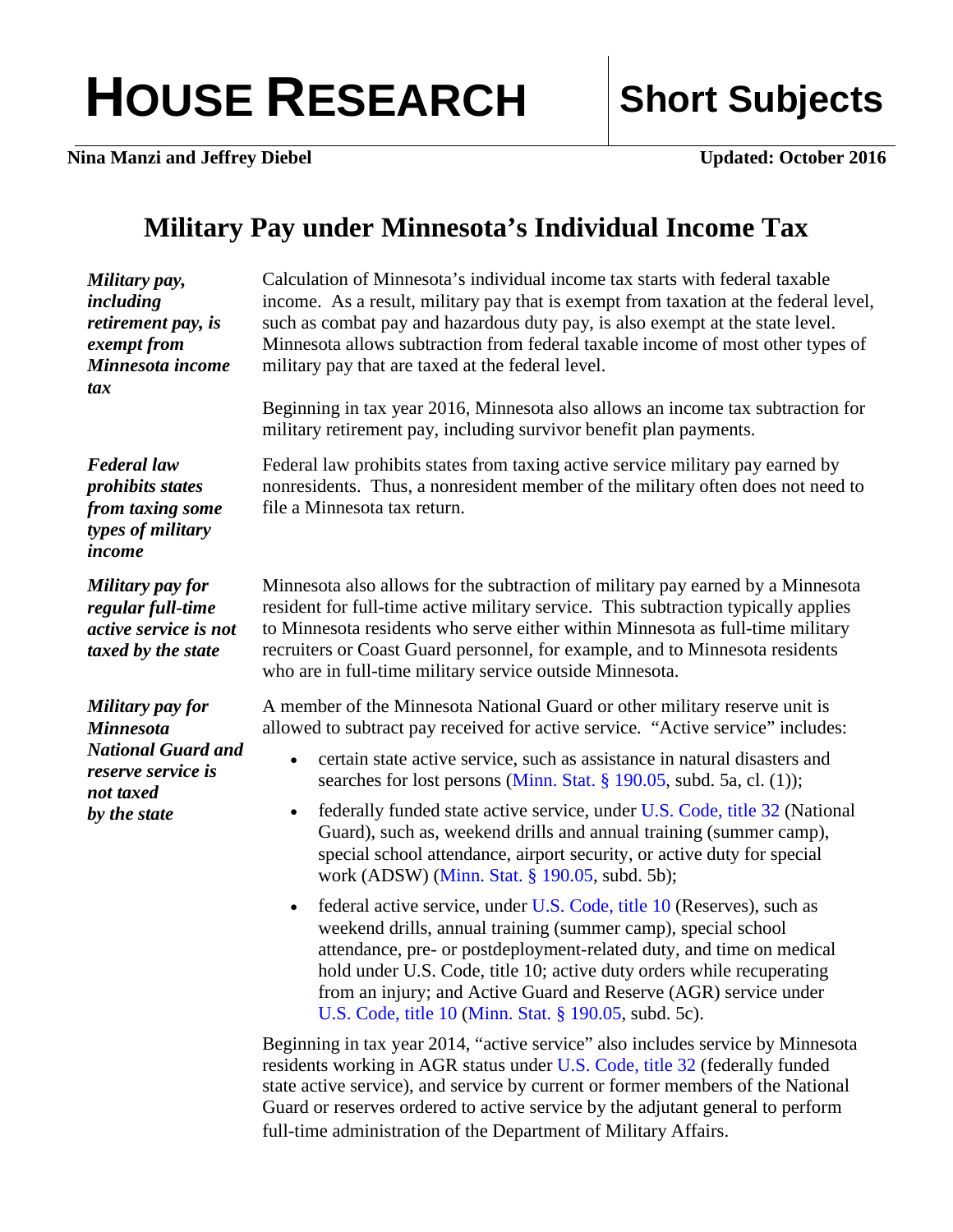# HOUSE RESEARCH

## Short Subjects

**Nina Manzi and Jeffrey Diebel** **Updated: October 2016**

# Military Pay under Minnesota's Individual Income Tax

***Military pay, including retirement pay, is exempt from Minnesota income tax***

Calculation of Minnesota's individual income tax starts with federal taxable income. As a result, military pay that is exempt from taxation at the federal level, such as combat pay and hazardous duty pay, is also exempt at the state level. Minnesota allows subtraction from federal taxable income of most other types of military pay that are taxed at the federal level.

Beginning in tax year 2016, Minnesota also allows an income tax subtraction for military retirement pay, including survivor benefit plan payments.

***Federal law prohibits states from taxing some types of military income***

Federal law prohibits states from taxing active service military pay earned by nonresidents. Thus, a nonresident member of the military often does not need to file a Minnesota tax return.

***Military pay for regular full-time active service is not taxed by the state***

Minnesota also allows for the subtraction of military pay earned by a Minnesota resident for full-time active military service. This subtraction typically applies to Minnesota residents who serve either within Minnesota as full-time military recruiters or Coast Guard personnel, for example, and to Minnesota residents who are in full-time military service outside Minnesota.

***Military pay for Minnesota National Guard and reserve service is not taxed by the state***

A member of the Minnesota National Guard or other military reserve unit is allowed to subtract pay received for active service. "Active service" includes:

- certain state active service, such as assistance in natural disasters and searches for lost persons (Minn. Stat. § 190.05, subd. 5a, cl. (1));
- federally funded state active service, under U.S. Code, title 32 (National Guard), such as, weekend drills and annual training (summer camp), special school attendance, airport security, or active duty for special work (ADSW) (Minn. Stat. § 190.05, subd. 5b);
- federal active service, under U.S. Code, title 10 (Reserves), such as weekend drills, annual training (summer camp), special school attendance, pre- or postdeployment-related duty, and time on medical hold under U.S. Code, title 10; active duty orders while recuperating from an injury; and Active Guard and Reserve (AGR) service under U.S. Code, title 10 (Minn. Stat. § 190.05, subd. 5c).

Beginning in tax year 2014, "active service" also includes service by Minnesota residents working in AGR status under U.S. Code, title 32 (federally funded state active service), and service by current or former members of the National Guard or reserves ordered to active service by the adjutant general to perform full-time administration of the Department of Military Affairs.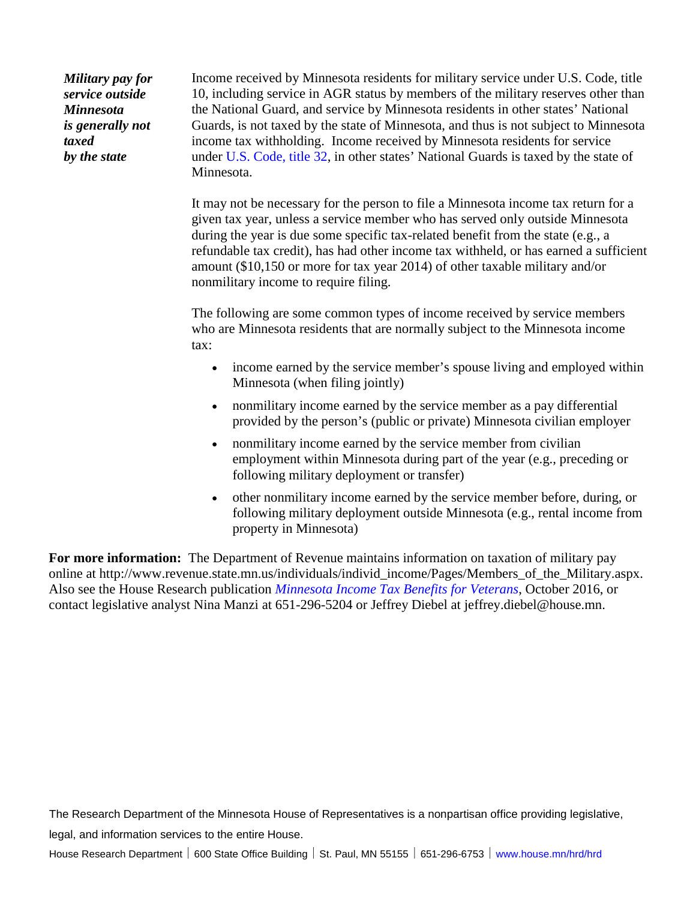***Military pay for service outside Minnesota is generally not taxed by the state***

Income received by Minnesota residents for military service under U.S. Code, title 10, including service in AGR status by members of the military reserves other than the National Guard, and service by Minnesota residents in other states' National Guards, is not taxed by the state of Minnesota, and thus is not subject to Minnesota income tax withholding. Income received by Minnesota residents for service under U.S. Code, title 32, in other states' National Guards is taxed by the state of Minnesota.

It may not be necessary for the person to file a Minnesota income tax return for a given tax year, unless a service member who has served only outside Minnesota during the year is due some specific tax-related benefit from the state (e.g., a refundable tax credit), has had other income tax withheld, or has earned a sufficient amount ($10,150 or more for tax year 2014) of other taxable military and/or nonmilitary income to require filing.

The following are some common types of income received by service members who are Minnesota residents that are normally subject to the Minnesota income tax:

- income earned by the service member's spouse living and employed within Minnesota (when filing jointly)
- nonmilitary income earned by the service member as a pay differential provided by the person's (public or private) Minnesota civilian employer
- nonmilitary income earned by the service member from civilian employment within Minnesota during part of the year (e.g., preceding or following military deployment or transfer)
- other nonmilitary income earned by the service member before, during, or following military deployment outside Minnesota (e.g., rental income from property in Minnesota)

**For more information:** The Department of Revenue maintains information on taxation of military pay online at http://www.revenue.state.mn.us/individuals/individ_income/Pages/Members_of_the_Military.aspx. Also see the House Research publication *Minnesota Income Tax Benefits for Veterans*, October 2016, or contact legislative analyst Nina Manzi at 651-296-5204 or Jeffrey Diebel at jeffrey.diebel@house.mn.

The Research Department of the Minnesota House of Representatives is a nonpartisan office providing legislative, legal, and information services to the entire House.

House Research Department | 600 State Office Building | St. Paul, MN 55155 | 651-296-6753 | www.house.mn/hrd/hrd